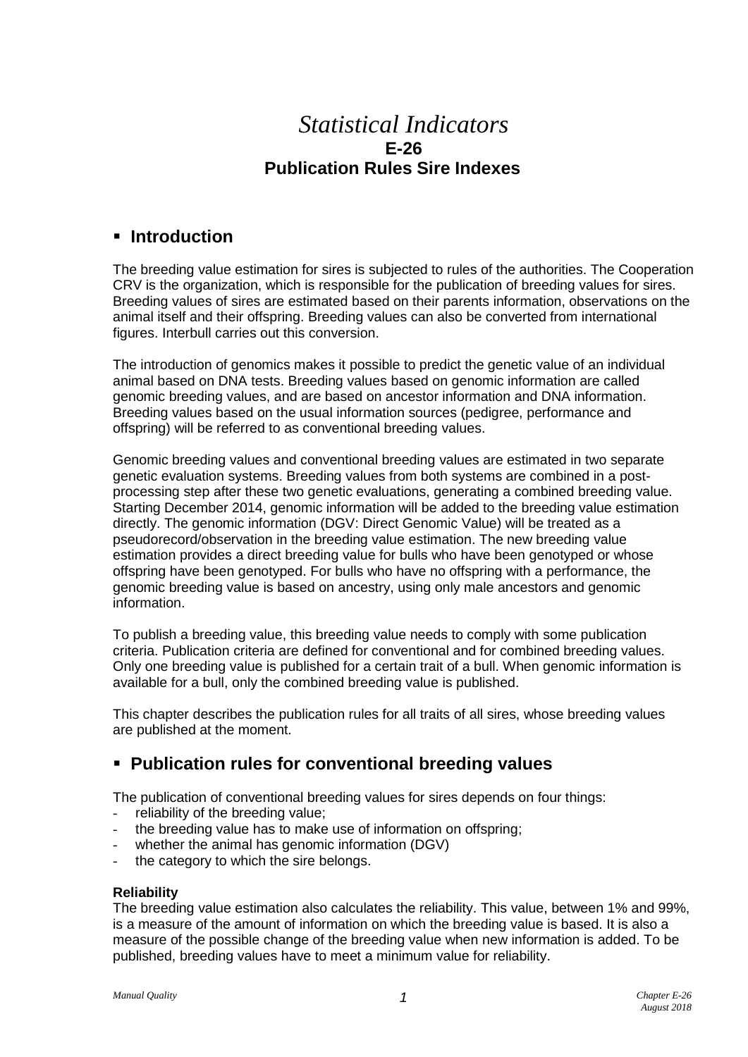# *Statistical Indicators*
# E-26
# Publication Rules Sire Indexes

## ▪ Introduction

The breeding value estimation for sires is subjected to rules of the authorities. The Cooperation CRV is the organization, which is responsible for the publication of breeding values for sires. Breeding values of sires are estimated based on their parents information, observations on the animal itself and their offspring. Breeding values can also be converted from international figures. Interbull carries out this conversion.

The introduction of genomics makes it possible to predict the genetic value of an individual animal based on DNA tests. Breeding values based on genomic information are called genomic breeding values, and are based on ancestor information and DNA information. Breeding values based on the usual information sources (pedigree, performance and offspring) will be referred to as conventional breeding values.

Genomic breeding values and conventional breeding values are estimated in two separate genetic evaluation systems. Breeding values from both systems are combined in a post-processing step after these two genetic evaluations, generating a combined breeding value. Starting December 2014, genomic information will be added to the breeding value estimation directly. The genomic information (DGV: Direct Genomic Value) will be treated as a pseudorecord/observation in the breeding value estimation. The new breeding value estimation provides a direct breeding value for bulls who have been genotyped or whose offspring have been genotyped. For bulls who have no offspring with a performance, the genomic breeding value is based on ancestry, using only male ancestors and genomic information.

To publish a breeding value, this breeding value needs to comply with some publication criteria. Publication criteria are defined for conventional and for combined breeding values. Only one breeding value is published for a certain trait of a bull. When genomic information is available for a bull, only the combined breeding value is published.

This chapter describes the publication rules for all traits of all sires, whose breeding values are published at the moment.

## ▪ Publication rules for conventional breeding values

The publication of conventional breeding values for sires depends on four things:

- reliability of the breeding value;
- the breeding value has to make use of information on offspring;
- whether the animal has genomic information (DGV)
- the category to which the sire belongs.

**Reliability**
The breeding value estimation also calculates the reliability. This value, between 1% and 99%, is a measure of the amount of information on which the breeding value is based. It is also a measure of the possible change of the breeding value when new information is added. To be published, breeding values have to meet a minimum value for reliability.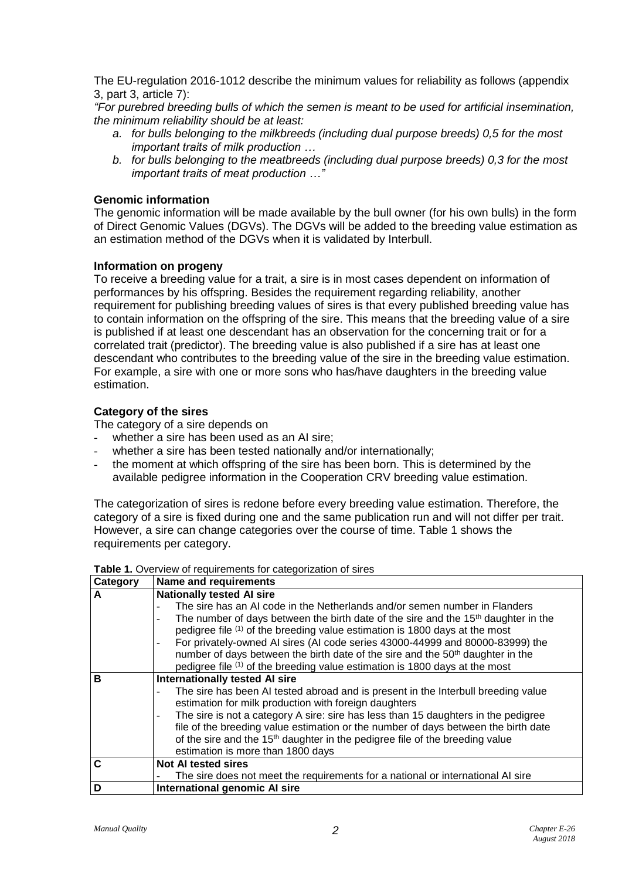The EU-regulation 2016-1012 describe the minimum values for reliability as follows (appendix 3, part 3, article 7):

*"For purebred breeding bulls of which the semen is meant to be used for artificial insemination, the minimum reliability should be at least:*

a. *for bulls belonging to the milkbreeds (including dual purpose breeds) 0,5 for the most important traits of milk production …*
b. *for bulls belonging to the meatbreeds (including dual purpose breeds) 0,3 for the most important traits of meat production …"*

**Genomic information**

The genomic information will be made available by the bull owner (for his own bulls) in the form of Direct Genomic Values (DGVs). The DGVs will be added to the breeding value estimation as an estimation method of the DGVs when it is validated by Interbull.

**Information on progeny**

To receive a breeding value for a trait, a sire is in most cases dependent on information of performances by his offspring. Besides the requirement regarding reliability, another requirement for publishing breeding values of sires is that every published breeding value has to contain information on the offspring of the sire. This means that the breeding value of a sire is published if at least one descendant has an observation for the concerning trait or for a correlated trait (predictor). The breeding value is also published if a sire has at least one descendant who contributes to the breeding value of the sire in the breeding value estimation. For example, a sire with one or more sons who has/have daughters in the breeding value estimation.

**Category of the sires**

The category of a sire depends on

- whether a sire has been used as an AI sire;
- whether a sire has been tested nationally and/or internationally;
- the moment at which offspring of the sire has been born. This is determined by the available pedigree information in the Cooperation CRV breeding value estimation.

The categorization of sires is redone before every breeding value estimation. Therefore, the category of a sire is fixed during one and the same publication run and will not differ per trait. However, a sire can change categories over the course of time. Table 1 shows the requirements per category.

**Table 1.** Overview of requirements for categorization of sires

| Category | Name and requirements |
|---|---|
| A | **Nationally tested AI sire**<br>- The sire has an AI code in the Netherlands and/or semen number in Flanders<br>- The number of days between the birth date of the sire and the 15th daughter in the pedigree file [1] of the breeding value estimation is 1800 days at the most<br>- For privately-owned AI sires (AI code series 43000-44999 and 80000-83999) the number of days between the birth date of the sire and the 50th daughter in the pedigree file [1] of the breeding value estimation is 1800 days at the most |
| B | **Internationally tested AI sire**<br>- The sire has been AI tested abroad and is present in the Interbull breeding value estimation for milk production with foreign daughters<br>- The sire is not a category A sire: sire has less than 15 daughters in the pedigree file of the breeding value estimation or the number of days between the birth date of the sire and the 15th daughter in the pedigree file of the breeding value estimation is more than 1800 days |
| C | **Not AI tested sires**<br>- The sire does not meet the requirements for a national or international AI sire |
| D | **International genomic AI sire** |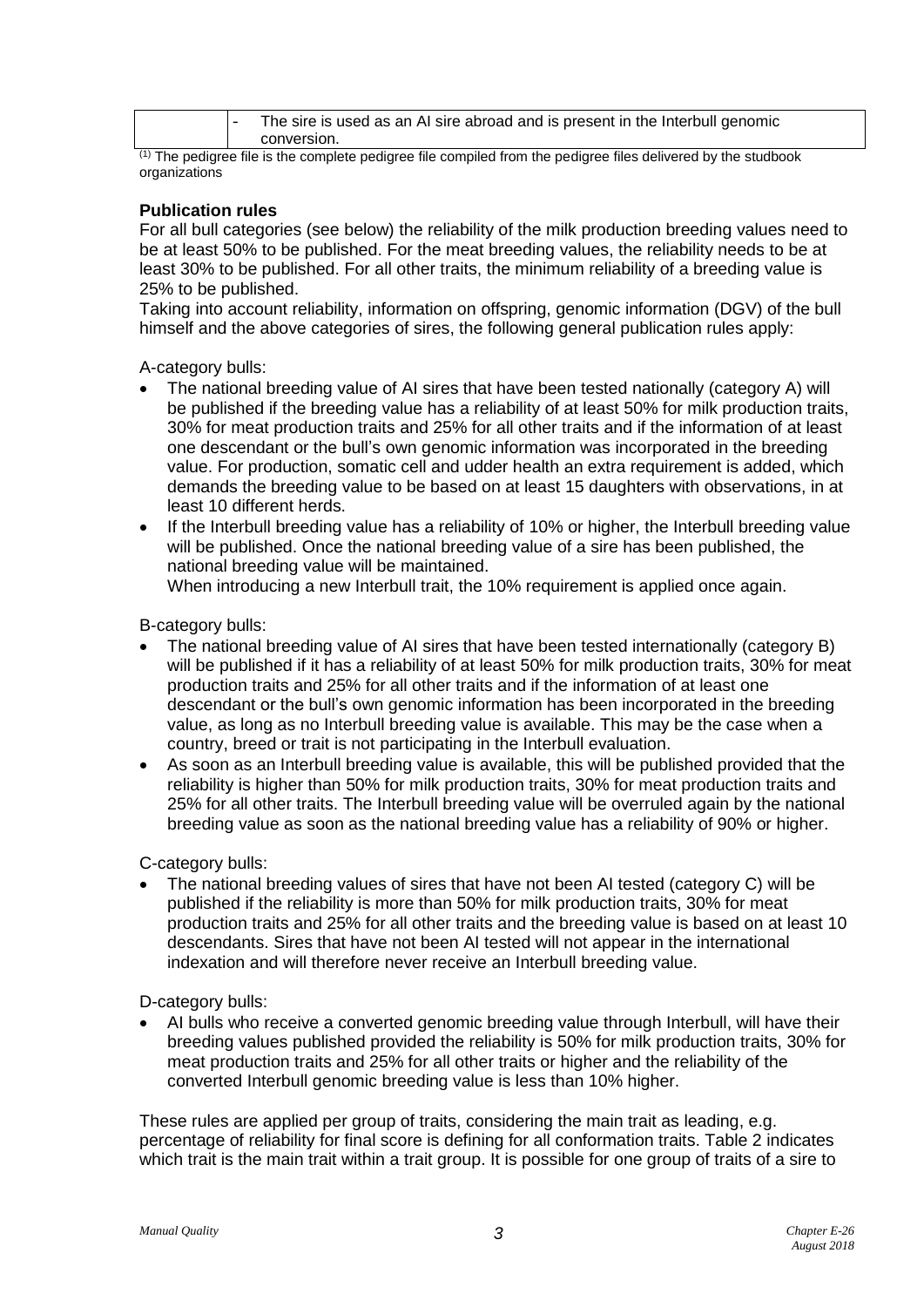| | - The sire is used as an AI sire abroad and is present in the Interbull genomic conversion. |
|---|---|

(1) The pedigree file is the complete pedigree file compiled from the pedigree files delivered by the studbook organizations

**Publication rules**

For all bull categories (see below) the reliability of the milk production breeding values need to be at least 50% to be published. For the meat breeding values, the reliability needs to be at least 30% to be published. For all other traits, the minimum reliability of a breeding value is 25% to be published.

Taking into account reliability, information on offspring, genomic information (DGV) of the bull himself and the above categories of sires, the following general publication rules apply:

A-category bulls:

- The national breeding value of AI sires that have been tested nationally (category A) will be published if the breeding value has a reliability of at least 50% for milk production traits, 30% for meat production traits and 25% for all other traits and if the information of at least one descendant or the bull's own genomic information was incorporated in the breeding value. For production, somatic cell and udder health an extra requirement is added, which demands the breeding value to be based on at least 15 daughters with observations, in at least 10 different herds.
- If the Interbull breeding value has a reliability of 10% or higher, the Interbull breeding value will be published. Once the national breeding value of a sire has been published, the national breeding value will be maintained.
  When introducing a new Interbull trait, the 10% requirement is applied once again.

B-category bulls:

- The national breeding value of AI sires that have been tested internationally (category B) will be published if it has a reliability of at least 50% for milk production traits, 30% for meat production traits and 25% for all other traits and if the information of at least one descendant or the bull's own genomic information has been incorporated in the breeding value, as long as no Interbull breeding value is available. This may be the case when a country, breed or trait is not participating in the Interbull evaluation.
- As soon as an Interbull breeding value is available, this will be published provided that the reliability is higher than 50% for milk production traits, 30% for meat production traits and 25% for all other traits. The Interbull breeding value will be overruled again by the national breeding value as soon as the national breeding value has a reliability of 90% or higher.

C-category bulls:

- The national breeding values of sires that have not been AI tested (category C) will be published if the reliability is more than 50% for milk production traits, 30% for meat production traits and 25% for all other traits and the breeding value is based on at least 10 descendants. Sires that have not been AI tested will not appear in the international indexation and will therefore never receive an Interbull breeding value.

D-category bulls:

- AI bulls who receive a converted genomic breeding value through Interbull, will have their breeding values published provided the reliability is 50% for milk production traits, 30% for meat production traits and 25% for all other traits or higher and the reliability of the converted Interbull genomic breeding value is less than 10% higher.

These rules are applied per group of traits, considering the main trait as leading, e.g. percentage of reliability for final score is defining for all conformation traits. Table 2 indicates which trait is the main trait within a trait group. It is possible for one group of traits of a sire to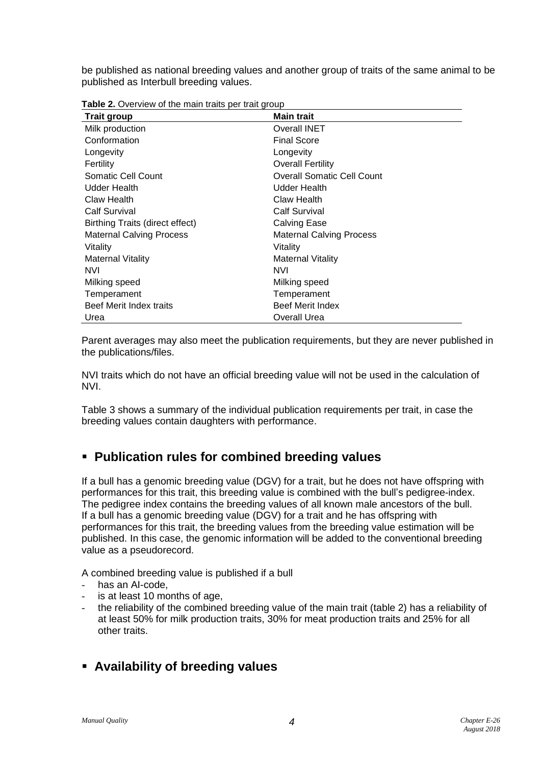be published as national breeding values and another group of traits of the same animal to be published as Interbull breeding values.

**Table 2.** Overview of the main traits per trait group

| Trait group | Main trait |
|---|---|
| Milk production | Overall INET |
| Conformation | Final Score |
| Longevity | Longevity |
| Fertility | Overall Fertility |
| Somatic Cell Count | Overall Somatic Cell Count |
| Udder Health | Udder Health |
| Claw Health | Claw Health |
| Calf Survival | Calf Survival |
| Birthing Traits (direct effect) | Calving Ease |
| Maternal Calving Process | Maternal Calving Process |
| Vitality | Vitality |
| Maternal Vitality | Maternal Vitality |
| NVI | NVI |
| Milking speed | Milking speed |
| Temperament | Temperament |
| Beef Merit Index traits | Beef Merit Index |
| Urea | Overall Urea |

Parent averages may also meet the publication requirements, but they are never published in the publications/files.

NVI traits which do not have an official breeding value will not be used in the calculation of NVI.

Table 3 shows a summary of the individual publication requirements per trait, in case the breeding values contain daughters with performance.

## Publication rules for combined breeding values

If a bull has a genomic breeding value (DGV) for a trait, but he does not have offspring with performances for this trait, this breeding value is combined with the bull's pedigree-index. The pedigree index contains the breeding values of all known male ancestors of the bull. If a bull has a genomic breeding value (DGV) for a trait and he has offspring with performances for this trait, the breeding values from the breeding value estimation will be published. In this case, the genomic information will be added to the conventional breeding value as a pseudorecord.

A combined breeding value is published if a bull

- has an AI-code,
- is at least 10 months of age,
- the reliability of the combined breeding value of the main trait (table 2) has a reliability of at least 50% for milk production traits, 30% for meat production traits and 25% for all other traits.

## Availability of breeding values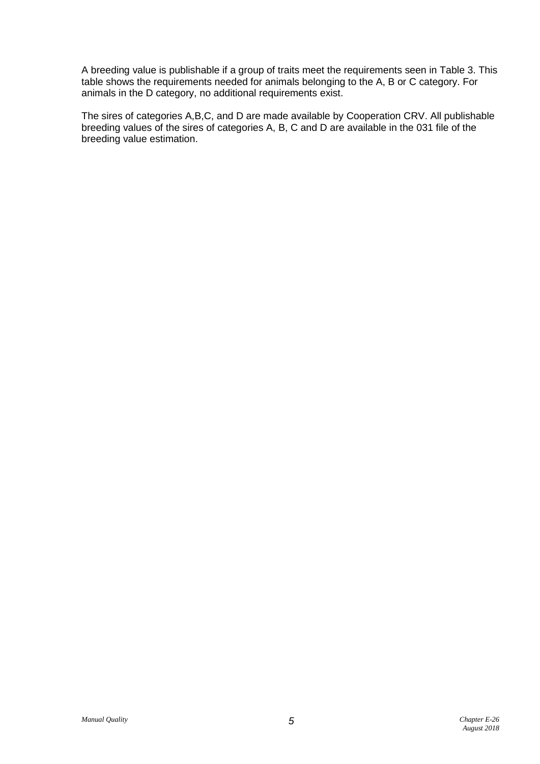A breeding value is publishable if a group of traits meet the requirements seen in Table 3. This table shows the requirements needed for animals belonging to the A, B or C category. For animals in the D category, no additional requirements exist.

The sires of categories A,B,C, and D are made available by Cooperation CRV. All publishable breeding values of the sires of categories A, B, C and D are available in the 031 file of the breeding value estimation.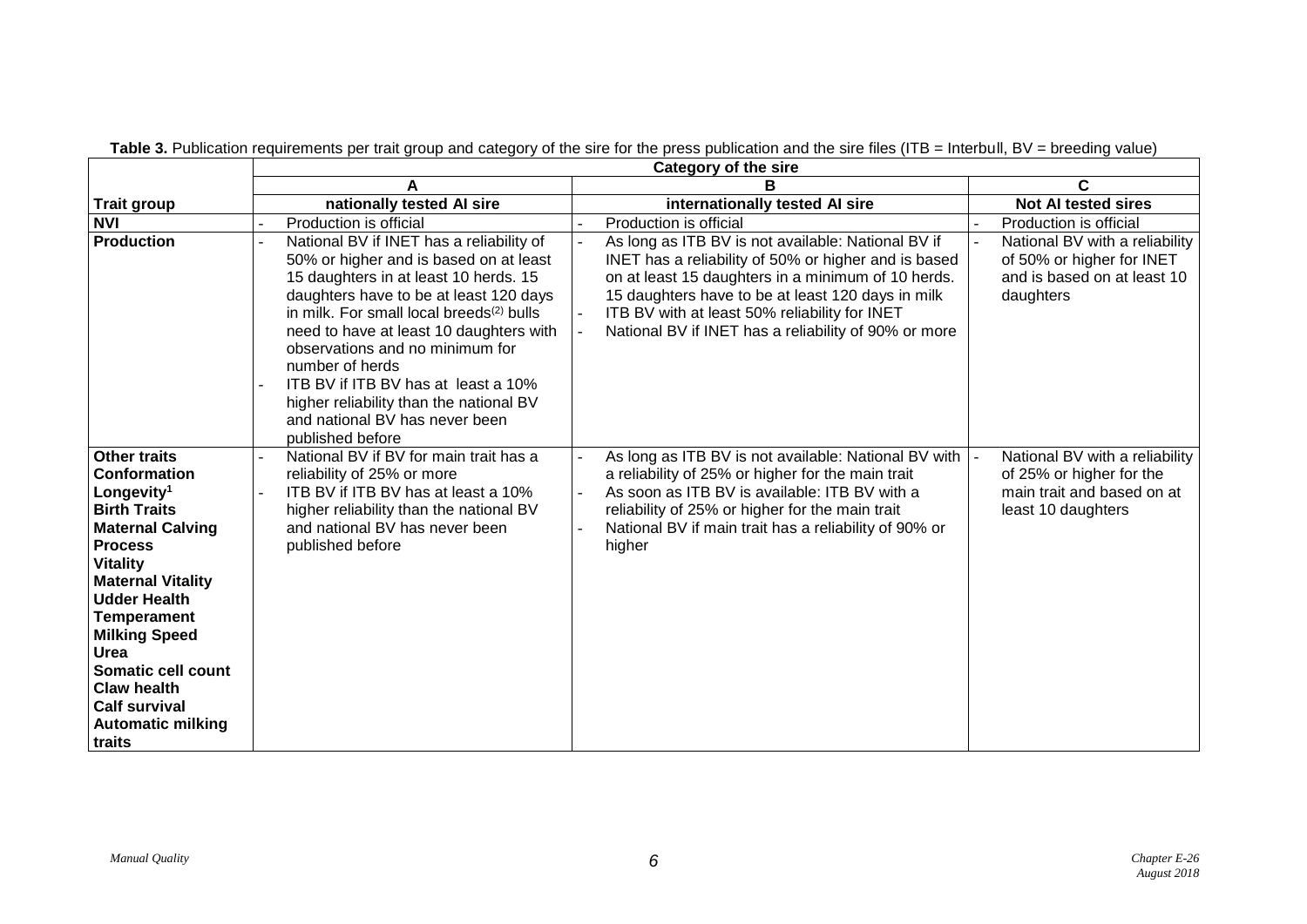**Table 3.** Publication requirements per trait group and category of the sire for the press publication and the sire files (ITB = Interbull, BV = breeding value)

| | Category of the sire | | |
|---|---|---|---|
| | **A** | **B** | **C** |
| **Trait group** | **nationally tested AI sire** | **internationally tested AI sire** | **Not AI tested sires** |
| **NVI** | - Production is official | - Production is official | - Production is official |
| **Production** | - National BV if INET has a reliability of 50% or higher and is based on at least 15 daughters in at least 10 herds. 15 daughters have to be at least 120 days in milk. For small local breeds[(2)] bulls need to have at least 10 daughters with observations and no minimum for number of herds<br>- ITB BV if ITB BV has at least a 10% higher reliability than the national BV and national BV has never been published before | - As long as ITB BV is not available: National BV if INET has a reliability of 50% or higher and is based on at least 15 daughters in a minimum of 10 herds. 15 daughters have to be at least 120 days in milk<br>- ITB BV with at least 50% reliability for INET<br>- National BV if INET has a reliability of 90% or more | - National BV with a reliability of 50% or higher for INET and is based on at least 10 daughters |
| **Other traits**<br>**Conformation**<br>**Longevity**[1]<br>**Birth Traits**<br>**Maternal Calving Process**<br>**Vitality**<br>**Maternal Vitality**<br>**Udder Health**<br>**Temperament**<br>**Milking Speed**<br>**Urea**<br>**Somatic cell count**<br>**Claw health**<br>**Calf survival**<br>**Automatic milking traits** | - National BV if BV for main trait has a reliability of 25% or more<br>- ITB BV if ITB BV has at least a 10% higher reliability than the national BV and national BV has never been published before | - As long as ITB BV is not available: National BV with a reliability of 25% or higher for the main trait<br>- As soon as ITB BV is available: ITB BV with a reliability of 25% or higher for the main trait<br>- National BV if main trait has a reliability of 90% or higher | - National BV with a reliability of 25% or higher for the main trait and based on at least 10 daughters |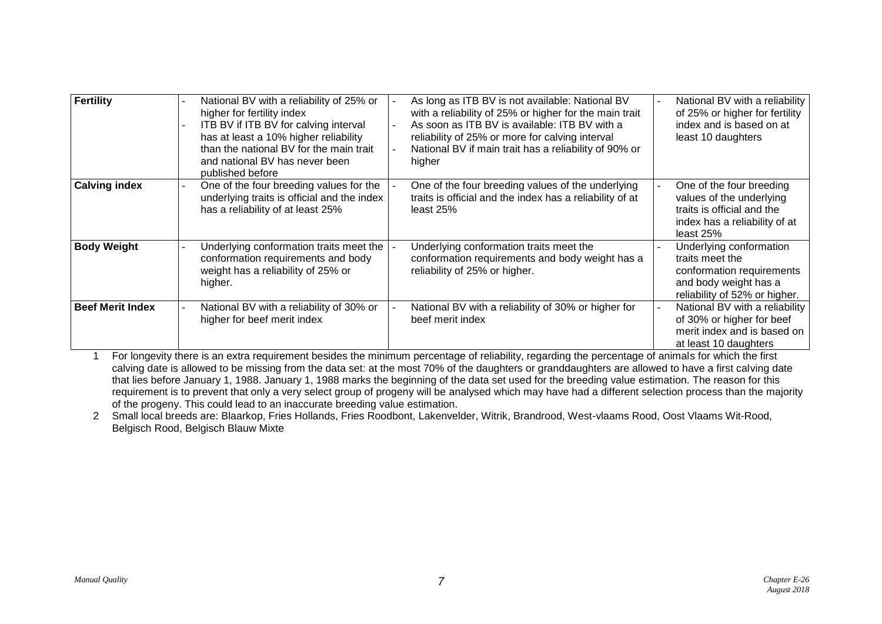| | | | |
|---|---|---|---|
| **Fertility** | - National BV with a reliability of 25% or higher for fertility index<br>- ITB BV if ITB BV for calving interval has at least a 10% higher reliability than the national BV for the main trait and national BV has never been published before | - As long as ITB BV is not available: National BV with a reliability of 25% or higher for the main trait<br>- As soon as ITB BV is available: ITB BV with a reliability of 25% or more for calving interval<br>- National BV if main trait has a reliability of 90% or higher | - National BV with a reliability of 25% or higher for fertility index and is based on at least 10 daughters |
| **Calving index** | - One of the four breeding values for the underlying traits is official and the index has a reliability of at least 25% | - One of the four breeding values of the underlying traits is official and the index has a reliability of at least 25% | - One of the four breeding values of the underlying traits is official and the index has a reliability of at least 25% |
| **Body Weight** | - Underlying conformation traits meet the conformation requirements and body weight has a reliability of 25% or higher. | - Underlying conformation traits meet the conformation requirements and body weight has a reliability of 25% or higher. | - Underlying conformation traits meet the conformation requirements and body weight has a reliability of 52% or higher. |
| **Beef Merit Index** | - National BV with a reliability of 30% or higher for beef merit index | - National BV with a reliability of 30% or higher for beef merit index | - National BV with a reliability of 30% or higher for beef merit index and is based on at least 10 daughters |

1. For longevity there is an extra requirement besides the minimum percentage of reliability, regarding the percentage of animals for which the first calving date is allowed to be missing from the data set: at the most 70% of the daughters or granddaughters are allowed to have a first calving date that lies before January 1, 1988. January 1, 1988 marks the beginning of the data set used for the breeding value estimation. The reason for this requirement is to prevent that only a very select group of progeny will be analysed which may have had a different selection process than the majority of the progeny. This could lead to an inaccurate breeding value estimation.
2. Small local breeds are: Blaarkop, Fries Hollands, Fries Roodbont, Lakenvelder, Witrik, Brandrood, West-vlaams Rood, Oost Vlaams Wit-Rood, Belgisch Rood, Belgisch Blauw Mixte